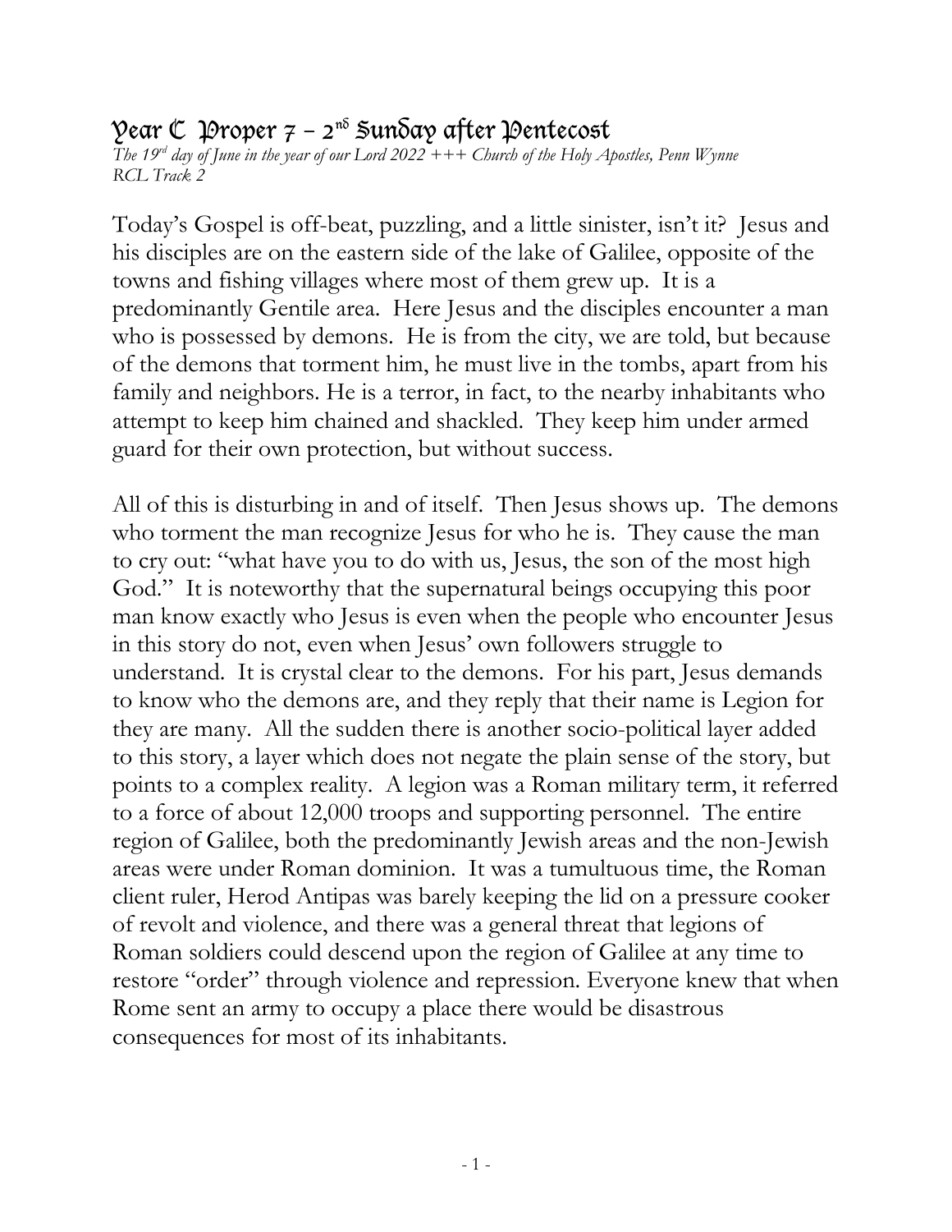# Year C Proper 7 – 2nd Sunday after Pentecost

*The 19th day of June in the year of our Lord 2022 +++ Church of the Holy Apostles, Penn Wynne*
*RCL Track 2*

Today's Gospel is off-beat, puzzling, and a little sinister, isn't it? Jesus and his disciples are on the eastern side of the lake of Galilee, opposite of the towns and fishing villages where most of them grew up. It is a predominantly Gentile area. Here Jesus and the disciples encounter a man who is possessed by demons. He is from the city, we are told, but because of the demons that torment him, he must live in the tombs, apart from his family and neighbors. He is a terror, in fact, to the nearby inhabitants who attempt to keep him chained and shackled. They keep him under armed guard for their own protection, but without success.

All of this is disturbing in and of itself. Then Jesus shows up. The demons who torment the man recognize Jesus for who he is. They cause the man to cry out: "what have you to do with us, Jesus, the son of the most high God." It is noteworthy that the supernatural beings occupying this poor man know exactly who Jesus is even when the people who encounter Jesus in this story do not, even when Jesus' own followers struggle to understand. It is crystal clear to the demons. For his part, Jesus demands to know who the demons are, and they reply that their name is Legion for they are many. All the sudden there is another socio-political layer added to this story, a layer which does not negate the plain sense of the story, but points to a complex reality. A legion was a Roman military term, it referred to a force of about 12,000 troops and supporting personnel. The entire region of Galilee, both the predominantly Jewish areas and the non-Jewish areas were under Roman dominion. It was a tumultuous time, the Roman client ruler, Herod Antipas was barely keeping the lid on a pressure cooker of revolt and violence, and there was a general threat that legions of Roman soldiers could descend upon the region of Galilee at any time to restore "order" through violence and repression. Everyone knew that when Rome sent an army to occupy a place there would be disastrous consequences for most of its inhabitants.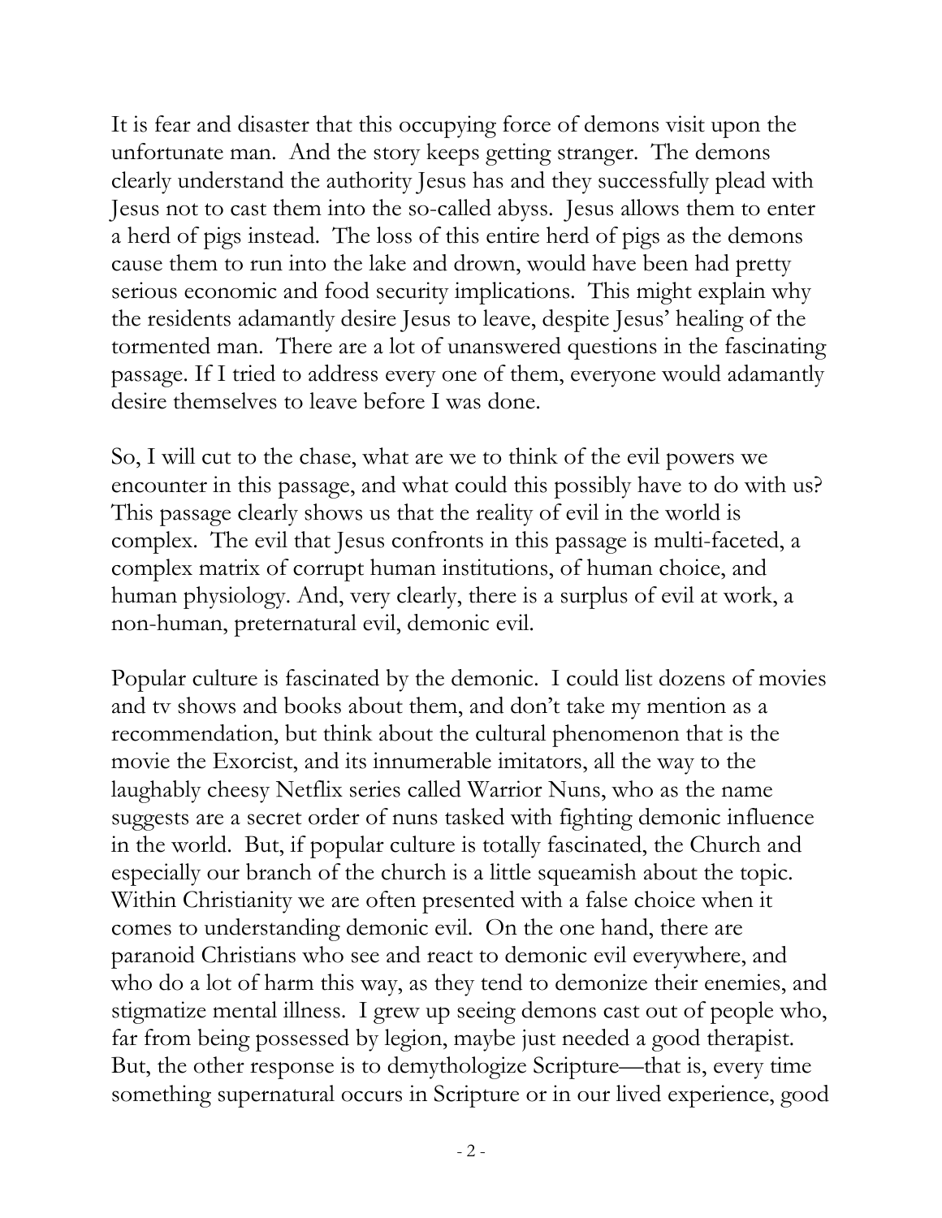It is fear and disaster that this occupying force of demons visit upon the unfortunate man. And the story keeps getting stranger. The demons clearly understand the authority Jesus has and they successfully plead with Jesus not to cast them into the so-called abyss. Jesus allows them to enter a herd of pigs instead. The loss of this entire herd of pigs as the demons cause them to run into the lake and drown, would have been had pretty serious economic and food security implications. This might explain why the residents adamantly desire Jesus to leave, despite Jesus' healing of the tormented man. There are a lot of unanswered questions in the fascinating passage. If I tried to address every one of them, everyone would adamantly desire themselves to leave before I was done.

So, I will cut to the chase, what are we to think of the evil powers we encounter in this passage, and what could this possibly have to do with us? This passage clearly shows us that the reality of evil in the world is complex. The evil that Jesus confronts in this passage is multi-faceted, a complex matrix of corrupt human institutions, of human choice, and human physiology. And, very clearly, there is a surplus of evil at work, a non-human, preternatural evil, demonic evil.

Popular culture is fascinated by the demonic. I could list dozens of movies and tv shows and books about them, and don't take my mention as a recommendation, but think about the cultural phenomenon that is the movie the Exorcist, and its innumerable imitators, all the way to the laughably cheesy Netflix series called Warrior Nuns, who as the name suggests are a secret order of nuns tasked with fighting demonic influence in the world. But, if popular culture is totally fascinated, the Church and especially our branch of the church is a little squeamish about the topic. Within Christianity we are often presented with a false choice when it comes to understanding demonic evil. On the one hand, there are paranoid Christians who see and react to demonic evil everywhere, and who do a lot of harm this way, as they tend to demonize their enemies, and stigmatize mental illness. I grew up seeing demons cast out of people who, far from being possessed by legion, maybe just needed a good therapist. But, the other response is to demythologize Scripture—that is, every time something supernatural occurs in Scripture or in our lived experience, good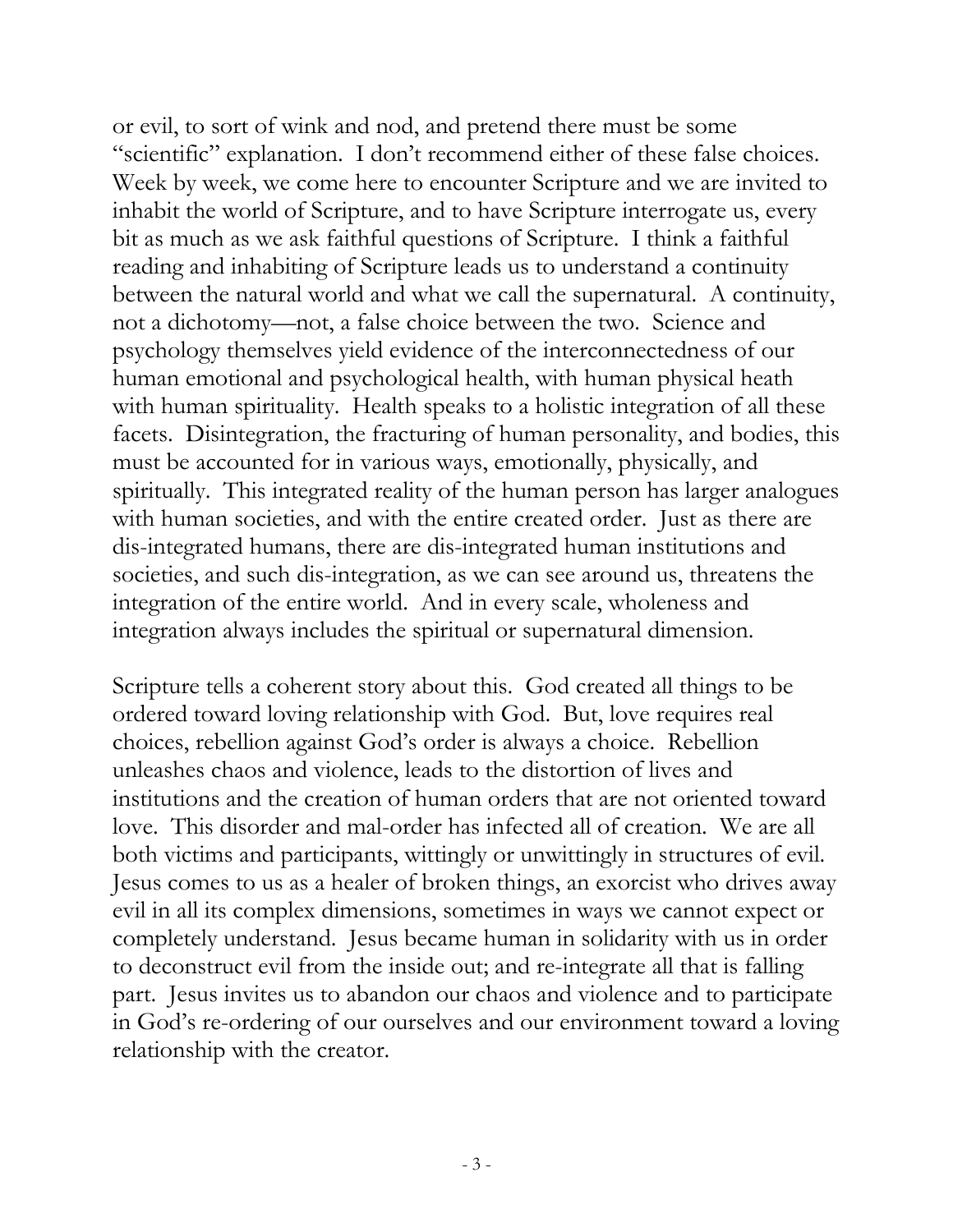or evil, to sort of wink and nod, and pretend there must be some "scientific" explanation. I don't recommend either of these false choices. Week by week, we come here to encounter Scripture and we are invited to inhabit the world of Scripture, and to have Scripture interrogate us, every bit as much as we ask faithful questions of Scripture. I think a faithful reading and inhabiting of Scripture leads us to understand a continuity between the natural world and what we call the supernatural. A continuity, not a dichotomy—not, a false choice between the two. Science and psychology themselves yield evidence of the interconnectedness of our human emotional and psychological health, with human physical heath with human spirituality. Health speaks to a holistic integration of all these facets. Disintegration, the fracturing of human personality, and bodies, this must be accounted for in various ways, emotionally, physically, and spiritually. This integrated reality of the human person has larger analogues with human societies, and with the entire created order. Just as there are dis-integrated humans, there are dis-integrated human institutions and societies, and such dis-integration, as we can see around us, threatens the integration of the entire world. And in every scale, wholeness and integration always includes the spiritual or supernatural dimension.

Scripture tells a coherent story about this. God created all things to be ordered toward loving relationship with God. But, love requires real choices, rebellion against God's order is always a choice. Rebellion unleashes chaos and violence, leads to the distortion of lives and institutions and the creation of human orders that are not oriented toward love. This disorder and mal-order has infected all of creation. We are all both victims and participants, wittingly or unwittingly in structures of evil. Jesus comes to us as a healer of broken things, an exorcist who drives away evil in all its complex dimensions, sometimes in ways we cannot expect or completely understand. Jesus became human in solidarity with us in order to deconstruct evil from the inside out; and re-integrate all that is falling part. Jesus invites us to abandon our chaos and violence and to participate in God's re-ordering of our ourselves and our environment toward a loving relationship with the creator.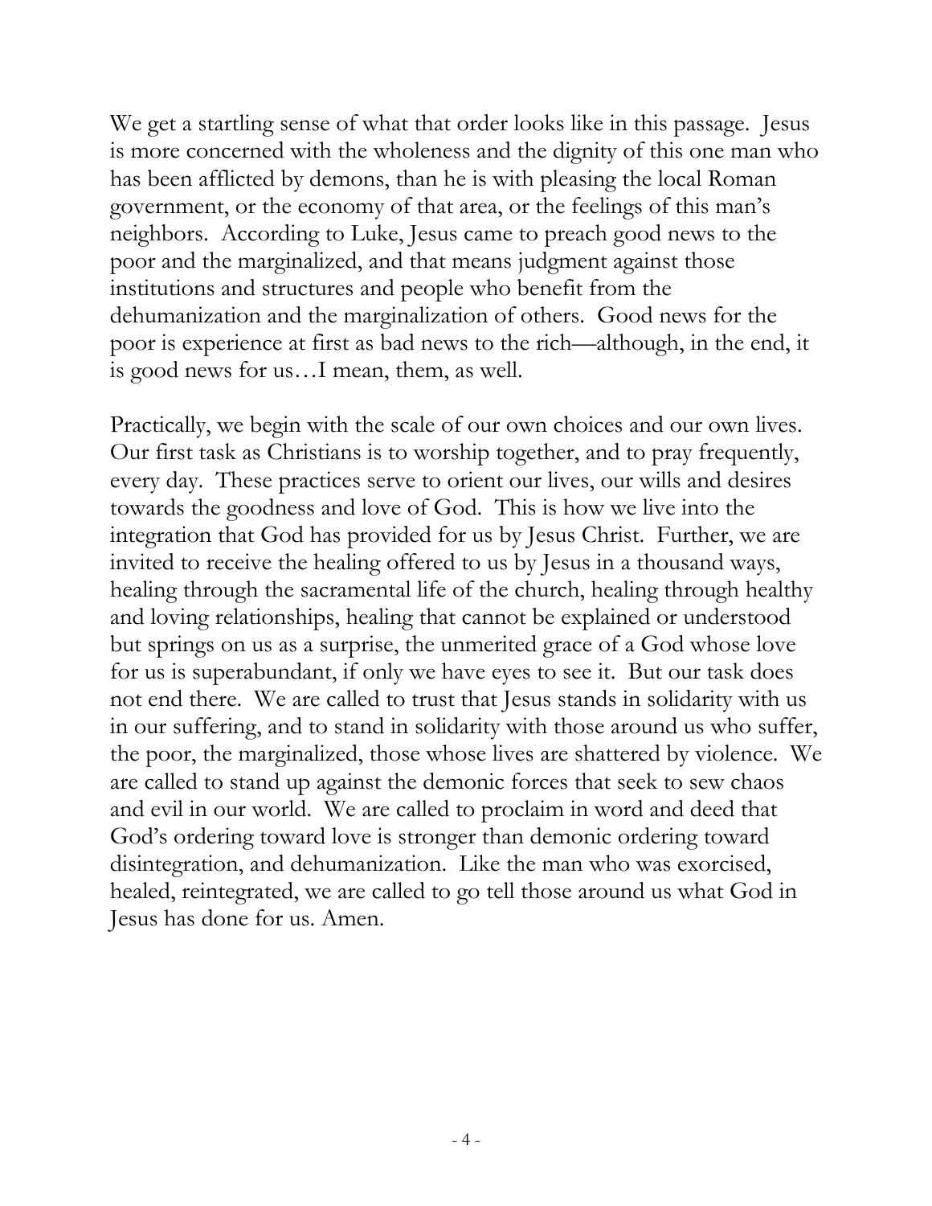We get a startling sense of what that order looks like in this passage. Jesus is more concerned with the wholeness and the dignity of this one man who has been afflicted by demons, than he is with pleasing the local Roman government, or the economy of that area, or the feelings of this man's neighbors. According to Luke, Jesus came to preach good news to the poor and the marginalized, and that means judgment against those institutions and structures and people who benefit from the dehumanization and the marginalization of others. Good news for the poor is experience at first as bad news to the rich—although, in the end, it is good news for us…I mean, them, as well.

Practically, we begin with the scale of our own choices and our own lives. Our first task as Christians is to worship together, and to pray frequently, every day. These practices serve to orient our lives, our wills and desires towards the goodness and love of God. This is how we live into the integration that God has provided for us by Jesus Christ. Further, we are invited to receive the healing offered to us by Jesus in a thousand ways, healing through the sacramental life of the church, healing through healthy and loving relationships, healing that cannot be explained or understood but springs on us as a surprise, the unmerited grace of a God whose love for us is superabundant, if only we have eyes to see it. But our task does not end there. We are called to trust that Jesus stands in solidarity with us in our suffering, and to stand in solidarity with those around us who suffer, the poor, the marginalized, those whose lives are shattered by violence. We are called to stand up against the demonic forces that seek to sew chaos and evil in our world. We are called to proclaim in word and deed that God's ordering toward love is stronger than demonic ordering toward disintegration, and dehumanization. Like the man who was exorcised, healed, reintegrated, we are called to go tell those around us what God in Jesus has done for us. Amen.